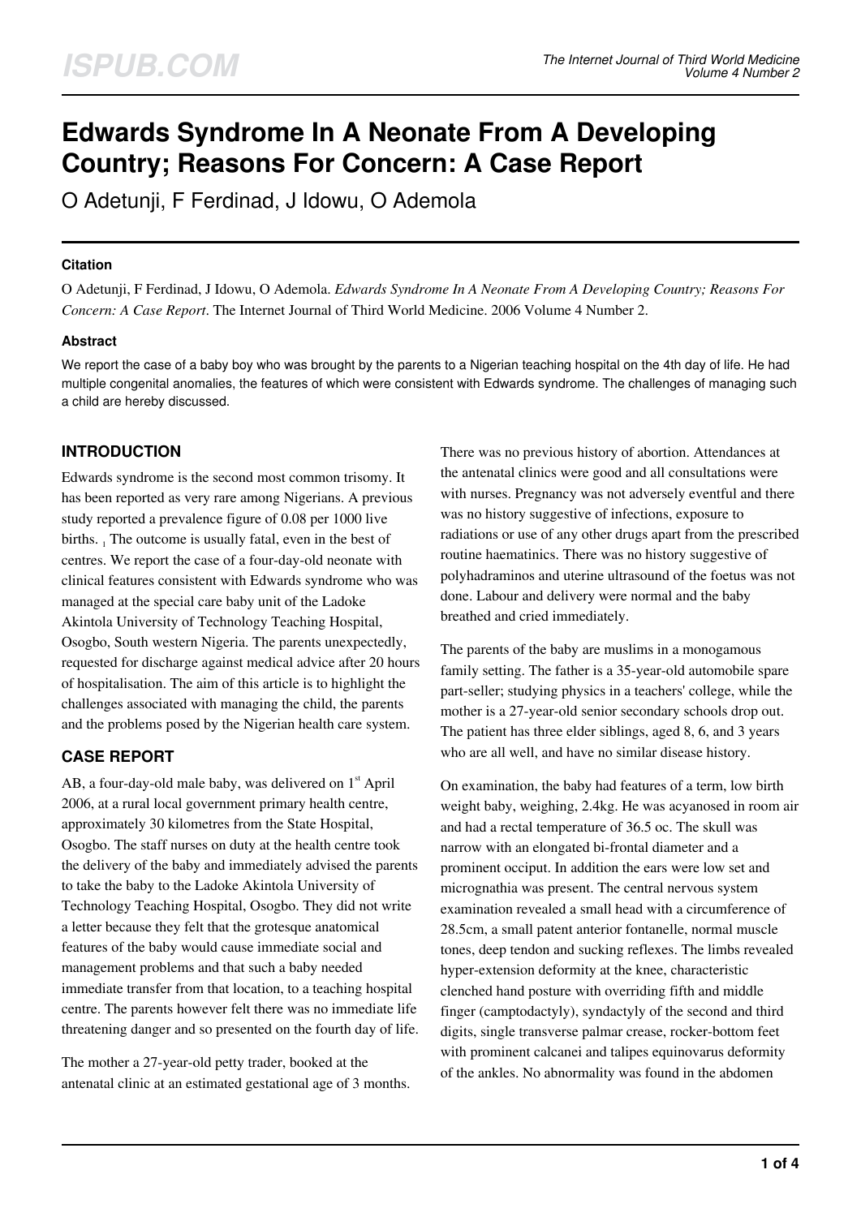# Edwards Syndrome In A Neonate From A Developing Country; Reasons For Concern: A Case Report

O Adetunji, F Ferdinad, J Idowu, O Ademola

### Citation

O Adetunji, F Ferdinad, J Idowu, O Ademola. *Edwards Syndrome In A Neonate From A Developing Country; Reasons For Concern: A Case Report*. The Internet Journal of Third World Medicine. 2006 Volume 4 Number 2.

### Abstract

We report the case of a baby boy who was brought by the parents to a Nigerian teaching hospital on the 4th day of life. He had multiple congenital anomalies, the features of which were consistent with Edwards syndrome. The challenges of managing such a child are hereby discussed.

## INTRODUCTION

Edwards syndrome is the second most common trisomy. It has been reported as very rare among Nigerians. A previous study reported a prevalence figure of 0.08 per 1000 live births. [1] The outcome is usually fatal, even in the best of centres. We report the case of a four-day-old neonate with clinical features consistent with Edwards syndrome who was managed at the special care baby unit of the Ladoke Akintola University of Technology Teaching Hospital, Osogbo, South western Nigeria. The parents unexpectedly, requested for discharge against medical advice after 20 hours of hospitalisation. The aim of this article is to highlight the challenges associated with managing the child, the parents and the problems posed by the Nigerian health care system.

## CASE REPORT

AB, a four-day-old male baby, was delivered on 1st April 2006, at a rural local government primary health centre, approximately 30 kilometres from the State Hospital, Osogbo. The staff nurses on duty at the health centre took the delivery of the baby and immediately advised the parents to take the baby to the Ladoke Akintola University of Technology Teaching Hospital, Osogbo. They did not write a letter because they felt that the grotesque anatomical features of the baby would cause immediate social and management problems and that such a baby needed immediate transfer from that location, to a teaching hospital centre. The parents however felt there was no immediate life threatening danger and so presented on the fourth day of life.

The mother a 27-year-old petty trader, booked at the antenatal clinic at an estimated gestational age of 3 months. There was no previous history of abortion. Attendances at the antenatal clinics were good and all consultations were with nurses. Pregnancy was not adversely eventful and there was no history suggestive of infections, exposure to radiations or use of any other drugs apart from the prescribed routine haematinics. There was no history suggestive of polyhadraminos and uterine ultrasound of the foetus was not done. Labour and delivery were normal and the baby breathed and cried immediately.

The parents of the baby are muslims in a monogamous family setting. The father is a 35-year-old automobile spare part-seller; studying physics in a teachers' college, while the mother is a 27-year-old senior secondary schools drop out. The patient has three elder siblings, aged 8, 6, and 3 years who are all well, and have no similar disease history.

On examination, the baby had features of a term, low birth weight baby, weighing, 2.4kg. He was acyanosed in room air and had a rectal temperature of 36.5 oc. The skull was narrow with an elongated bi-frontal diameter and a prominent occiput. In addition the ears were low set and micrognathia was present. The central nervous system examination revealed a small head with a circumference of 28.5cm, a small patent anterior fontanelle, normal muscle tones, deep tendon and sucking reflexes. The limbs revealed hyper-extension deformity at the knee, characteristic clenched hand posture with overriding fifth and middle finger (camptodactyly), syndactyly of the second and third digits, single transverse palmar crease, rocker-bottom feet with prominent calcanei and talipes equinovarus deformity of the ankles. No abnormality was found in the abdomen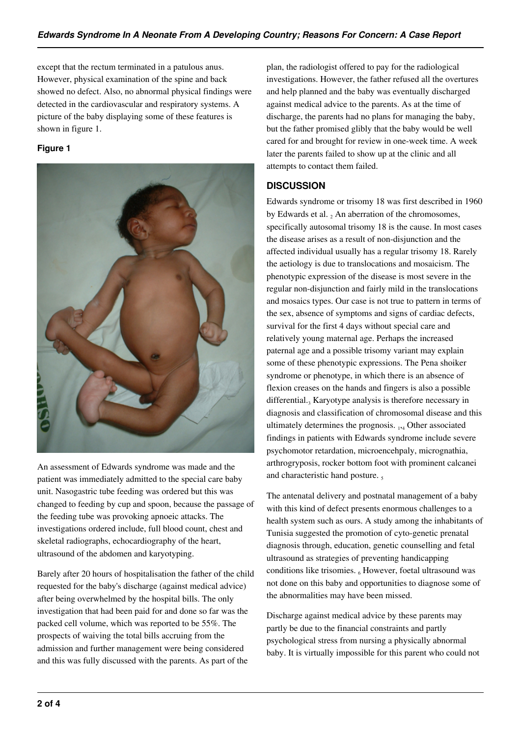except that the rectum terminated in a patulous anus. However, physical examination of the spine and back showed no defect. Also, no abnormal physical findings were detected in the cardiovascular and respiratory systems. A picture of the baby displaying some of these features is shown in figure 1.

#### Figure 1

An assessment of Edwards syndrome was made and the patient was immediately admitted to the special care baby unit. Nasogastric tube feeding was ordered but this was changed to feeding by cup and spoon, because the passage of the feeding tube was provoking apnoeic attacks. The investigations ordered include, full blood count, chest and skeletal radiographs, echocardiography of the heart, ultrasound of the abdomen and karyotyping.

Barely after 20 hours of hospitalisation the father of the child requested for the baby's discharge (against medical advice) after being overwhelmed by the hospital bills. The only investigation that had been paid for and done so far was the packed cell volume, which was reported to be 55%. The prospects of waiving the total bills accruing from the admission and further management were being considered and this was fully discussed with the parents. As part of the plan, the radiologist offered to pay for the radiological investigations. However, the father refused all the overtures and help planned and the baby was eventually discharged against medical advice to the parents. As at the time of discharge, the parents had no plans for managing the baby, but the father promised glibly that the baby would be well cared for and brought for review in one-week time. A week later the parents failed to show up at the clinic and all attempts to contact them failed.

### DISCUSSION

Edwards syndrome or trisomy 18 was first described in 1960 by Edwards et al. [2] An aberration of the chromosomes, specifically autosomal trisomy 18 is the cause. In most cases the disease arises as a result of non-disjunction and the affected individual usually has a regular trisomy 18. Rarely the aetiology is due to translocations and mosaicism. The phenotypic expression of the disease is most severe in the regular non-disjunction and fairly mild in the translocations and mosaics types. Our case is not true to pattern in terms of the sex, absence of symptoms and signs of cardiac defects, survival for the first 4 days without special care and relatively young maternal age. Perhaps the increased paternal age and a possible trisomy variant may explain some of these phenotypic expressions. The Pena shoiker syndrome or phenotype, in which there is an absence of flexion creases on the hands and fingers is also a possible differential.[3] Karyotype analysis is therefore necessary in diagnosis and classification of chromosomal disease and this ultimately determines the prognosis. [1,4] Other associated findings in patients with Edwards syndrome include severe psychomotor retardation, microencehpaly, micrognathia, arthrogryposis, rocker bottom foot with prominent calcanei and characteristic hand posture. [5]

The antenatal delivery and postnatal management of a baby with this kind of defect presents enormous challenges to a health system such as ours. A study among the inhabitants of Tunisia suggested the promotion of cyto-genetic prenatal diagnosis through, education, genetic counselling and fetal ultrasound as strategies of preventing handicapping conditions like trisomies. [6] However, foetal ultrasound was not done on this baby and opportunities to diagnose some of the abnormalities may have been missed.

Discharge against medical advice by these parents may partly be due to the financial constraints and partly psychological stress from nursing a physically abnormal baby. It is virtually impossible for this parent who could not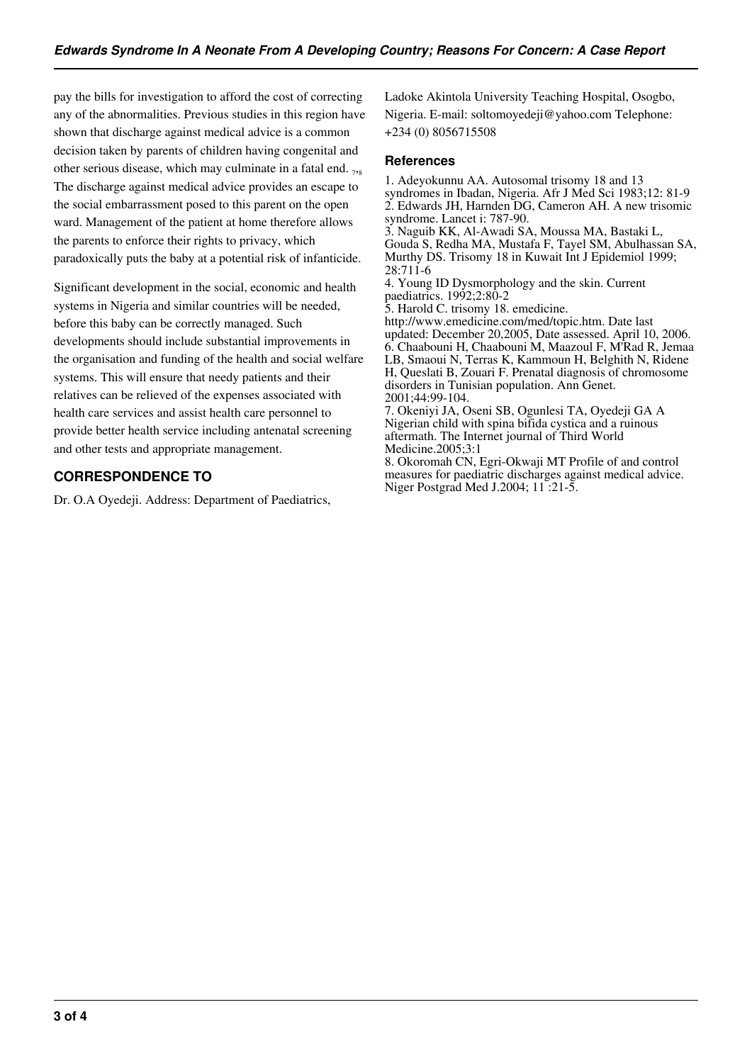pay the bills for investigation to afford the cost of correcting any of the abnormalities. Previous studies in this region have shown that discharge against medical advice is a common decision taken by parents of children having congenital and other serious disease, which may culminate in a fatal end. [7,8] The discharge against medical advice provides an escape to the social embarrassment posed to this parent on the open ward. Management of the patient at home therefore allows the parents to enforce their rights to privacy, which paradoxically puts the baby at a potential risk of infanticide.

Significant development in the social, economic and health systems in Nigeria and similar countries will be needed, before this baby can be correctly managed. Such developments should include substantial improvements in the organisation and funding of the health and social welfare systems. This will ensure that needy patients and their relatives can be relieved of the expenses associated with health care services and assist health care personnel to provide better health service including antenatal screening and other tests and appropriate management.

## CORRESPONDENCE TO

Dr. O.A Oyedeji. Address: Department of Paediatrics, Ladoke Akintola University Teaching Hospital, Osogbo, Nigeria. E-mail: soltomoyedeji@yahoo.com Telephone: +234 (0) 8056715508

## References

1. Adeyokunnu AA. Autosomal trisomy 18 and 13 syndromes in Ibadan, Nigeria. Afr J Med Sci 1983;12: 81-9
2. Edwards JH, Harnden DG, Cameron AH. A new trisomic syndrome. Lancet i: 787-90.
3. Naguib KK, Al-Awadi SA, Moussa MA, Bastaki L, Gouda S, Redha MA, Mustafa F, Tayel SM, Abulhassan SA, Murthy DS. Trisomy 18 in Kuwait Int J Epidemiol 1999; 28:711-6
4. Young ID Dysmorphology and the skin. Current paediatrics. 1992;2:80-2
5. Harold C. trisomy 18. emedicine. http://www.emedicine.com/med/topic.htm. Date last updated: December 20,2005, Date assessed. April 10, 2006.
6. Chaabouni H, Chaabouni M, Maazoul F, M'Rad R, Jemaa LB, Smaoui N, Terras K, Kammoun H, Belghith N, Ridene H, Queslati B, Zouari F. Prenatal diagnosis of chromosome disorders in Tunisian population. Ann Genet. 2001;44:99-104.
7. Okeniyi JA, Oseni SB, Ogunlesi TA, Oyedeji GA A Nigerian child with spina bifida cystica and a ruinous aftermath. The Internet journal of Third World Medicine.2005;3:1
8. Okoromah CN, Egri-Okwaji MT Profile of and control measures for paediatric discharges against medical advice. Niger Postgrad Med J.2004; 11 :21-5.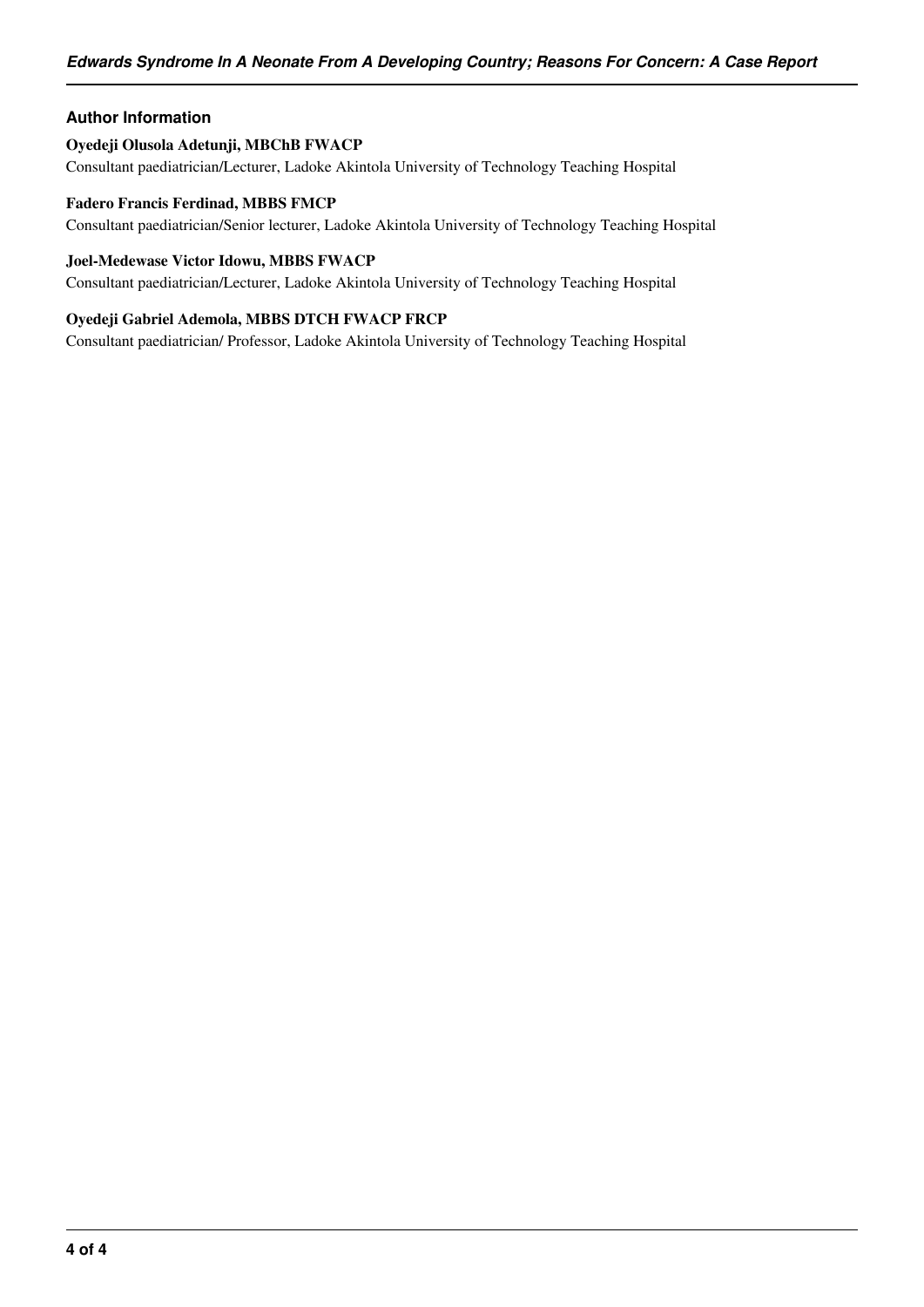### Author Information

**Oyedeji Olusola Adetunji, MBChB FWACP**
Consultant paediatrician/Lecturer, Ladoke Akintola University of Technology Teaching Hospital

**Fadero Francis Ferdinad, MBBS FMCP**
Consultant paediatrician/Senior lecturer, Ladoke Akintola University of Technology Teaching Hospital

**Joel-Medewase Victor Idowu, MBBS FWACP**
Consultant paediatrician/Lecturer, Ladoke Akintola University of Technology Teaching Hospital

**Oyedeji Gabriel Ademola, MBBS DTCH FWACP FRCP**
Consultant paediatrician/ Professor, Ladoke Akintola University of Technology Teaching Hospital